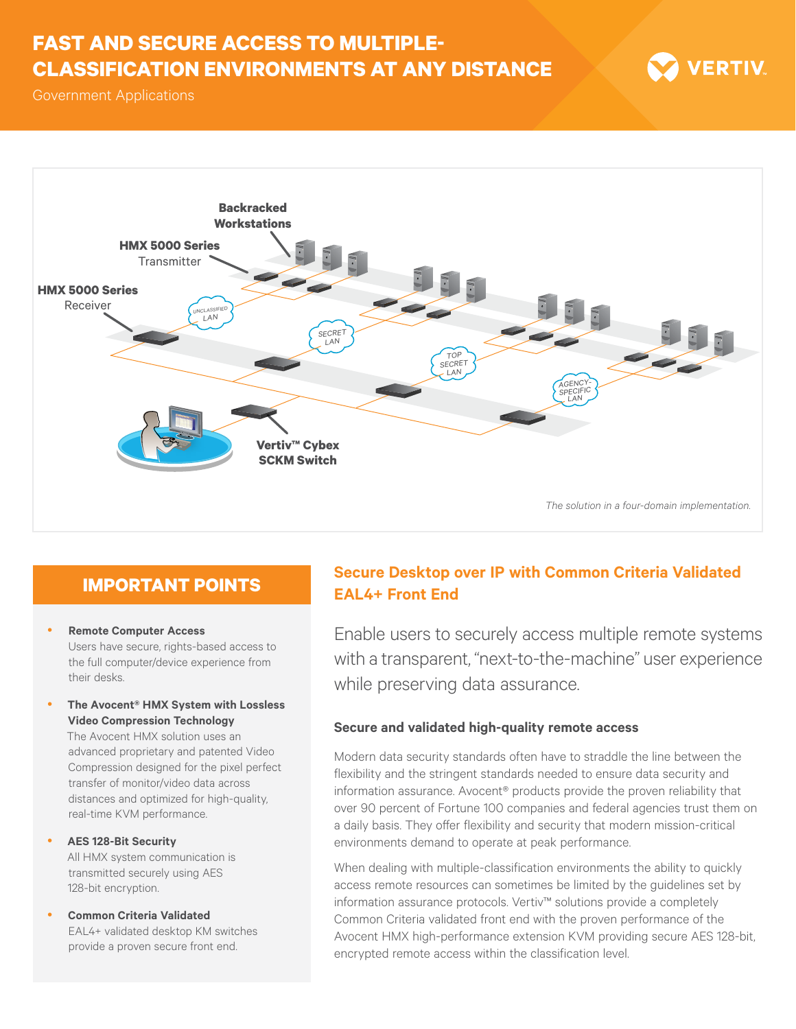# FAST AND SECURE ACCESS TO MULTIPLE-CLASSIFICATION ENVIRONMENTS AT ANY DISTANCE

Government Applications

*The solution in a four-domain implementation.*

## IMPORTANT POINTS

- **Remote Computer Access**
  Users have secure, rights-based access to the full computer/device experience from their desks.
- **The Avocent® HMX System with Lossless Video Compression Technology**
  The Avocent HMX solution uses an advanced proprietary and patented Video Compression designed for the pixel perfect transfer of monitor/video data across distances and optimized for high-quality, real-time KVM performance.
- **AES 128-Bit Security**
  All HMX system communication is transmitted securely using AES 128-bit encryption.
- **Common Criteria Validated**
  EAL4+ validated desktop KM switches provide a proven secure front end.

## Secure Desktop over IP with Common Criteria Validated EAL4+ Front End

Enable users to securely access multiple remote systems with a transparent, "next-to-the-machine" user experience while preserving data assurance.

### Secure and validated high-quality remote access

Modern data security standards often have to straddle the line between the flexibility and the stringent standards needed to ensure data security and information assurance. Avocent® products provide the proven reliability that over 90 percent of Fortune 100 companies and federal agencies trust them on a daily basis. They offer flexibility and security that modern mission-critical environments demand to operate at peak performance.

When dealing with multiple-classification environments the ability to quickly access remote resources can sometimes be limited by the guidelines set by information assurance protocols. Vertiv™ solutions provide a completely Common Criteria validated front end with the proven performance of the Avocent HMX high-performance extension KVM providing secure AES 128-bit, encrypted remote access within the classification level.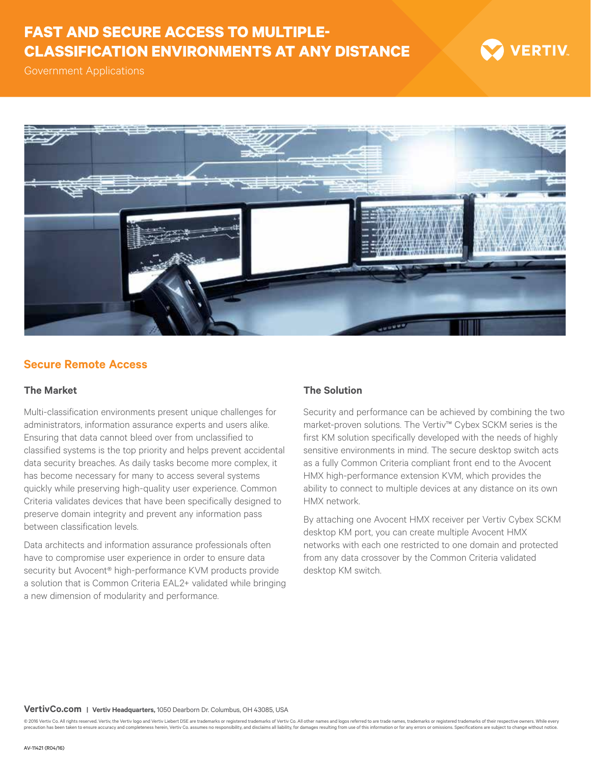# FAST AND SECURE ACCESS TO MULTIPLE-CLASSIFICATION ENVIRONMENTS AT ANY DISTANCE

Government Applications

## Secure Remote Access

### The Market

Multi-classification environments present unique challenges for administrators, information assurance experts and users alike. Ensuring that data cannot bleed over from unclassified to classified systems is the top priority and helps prevent accidental data security breaches. As daily tasks become more complex, it has become necessary for many to access several systems quickly while preserving high-quality user experience. Common Criteria validates devices that have been specifically designed to preserve domain integrity and prevent any information pass between classification levels.

Data architects and information assurance professionals often have to compromise user experience in order to ensure data security but Avocent® high-performance KVM products provide a solution that is Common Criteria EAL2+ validated while bringing a new dimension of modularity and performance.

### The Solution

Security and performance can be achieved by combining the two market-proven solutions. The Vertiv™ Cybex SCKM series is the first KM solution specifically developed with the needs of highly sensitive environments in mind. The secure desktop switch acts as a fully Common Criteria compliant front end to the Avocent HMX high-performance extension KVM, which provides the ability to connect to multiple devices at any distance on its own HMX network.

By attaching one Avocent HMX receiver per Vertiv Cybex SCKM desktop KM port, you can create multiple Avocent HMX networks with each one restricted to one domain and protected from any data crossover by the Common Criteria validated desktop KM switch.

**VertivCo.com** | **Vertiv Headquarters,** 1050 Dearborn Dr. Columbus, OH 43085, USA

© 2016 Vertiv Co. All rights reserved. Vertiv, the Vertiv logo and Vertiv Liebert DSE are trademarks or registered trademarks of Vertiv Co. All other names and logos referred to are trade names, trademarks or registered trademarks of their respective owners. While every precaution has been taken to ensure accuracy and completeness herein, Vertiv Co. assumes no responsibility, and disclaims all liability, for damages resulting from use of this information or for any errors or omissions. Specifications are subject to change without notice.

AV-11421 (R04/16)